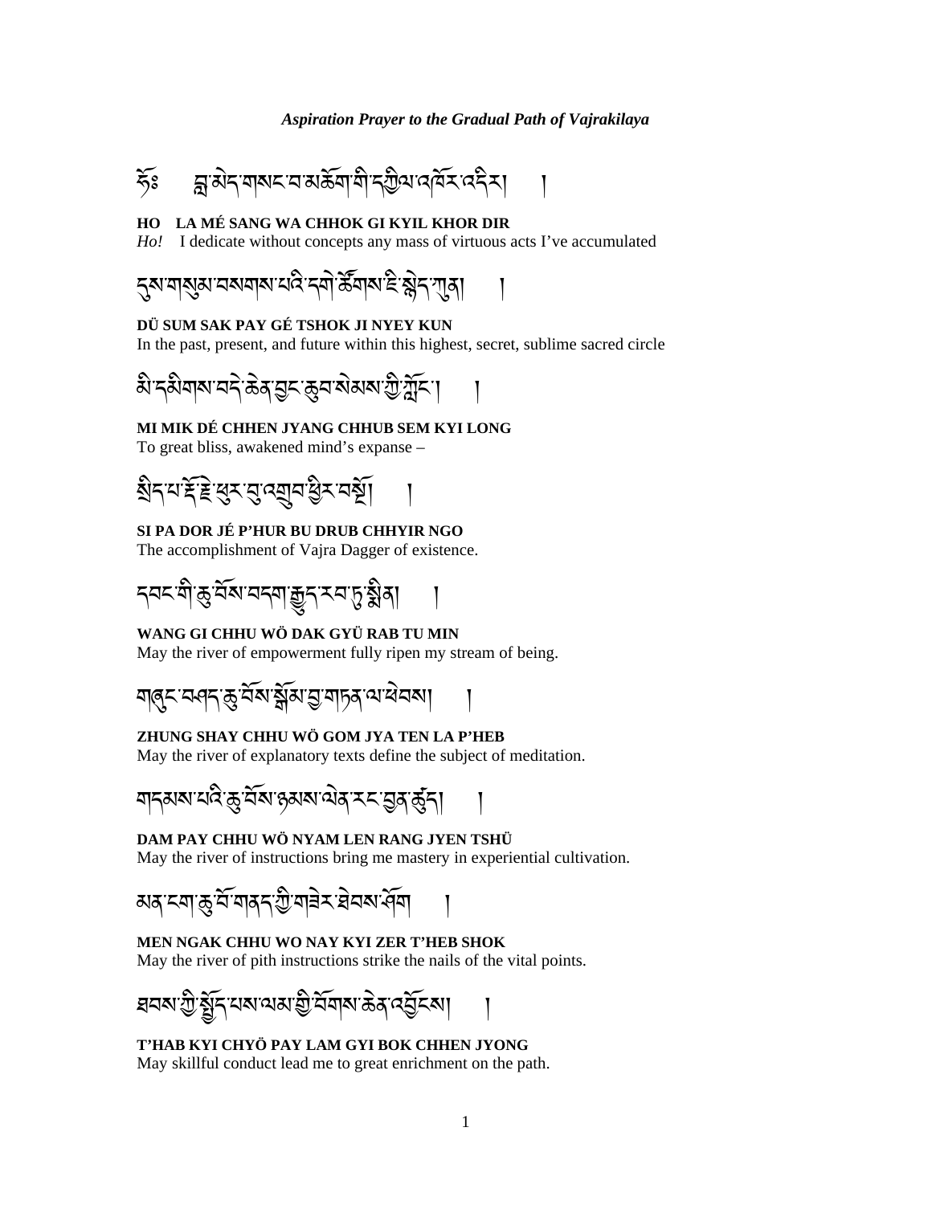*Aspiration Prayer to the Gradual Path of Vajrakilaya*

ཧོཿ བླ་མེད་གསང་བ་མཆོག་གི་དཀྱིལ་འཁོར་འདིར། །

**HO LA MÉ SANG WA CHHOK GI KYIL KHOR DIR**
*Ho!* I dedicate without concepts any mass of virtuous acts I've accumulated

དུས་གསུམ་བསགས་པའི་དགེ་ཚོགས་ཇི་སྙེད་ཀུན། །

**DÜ SUM SAK PAY GÉ TSHOK JI NYEY KUN**
In the past, present, and future within this highest, secret, sublime sacred circle

མི་དམིགས་བདེ་ཆེན་བྱང་ཆུབ་སེམས་ཀྱི་ཀློང་། །

**MI MIK DÉ CHHEN JYANG CHHUB SEM KYI LONG**
To great bliss, awakened mind's expanse –

སྲིད་པ་རྡོར་རྗེ་ཕུར་བུ་འགྲུབ་ཕྱིར་བསྔོ། །

**SI PA DOR JÉ P'HUR BU DRUB CHHYIR NGO**
The accomplishment of Vajra Dagger of existence.

དབང་གི་ཆུ་བོས་བདག་རྒྱུད་རབ་ཏུ་སྨིན། །

**WANG GI CHHU WÖ DAK GYÜ RAB TU MIN**
May the river of empowerment fully ripen my stream of being.

གཞུང་བཤད་ཆུ་བོས་སྒོམ་བྱ་གཏན་ལ་ཕེབས། །

**ZHUNG SHAY CHHU WÖ GOM JYA TEN LA P'HEB**
May the river of explanatory texts define the subject of meditation.

གདམས་པའི་ཆུ་བོས་ཉམས་ལེན་རང་བྱིན་ཚུད། །

**DAM PAY CHHU WÖ NYAM LEN RANG JYEN TSHÜ**
May the river of instructions bring me mastery in experiential cultivation.

མན་ངག་ཆུ་བོ་གནད་ཀྱི་གཟེར་ཐེབས་ཤོག །

**MEN NGAK CHHU WO NAY KYI ZER T'HEB SHOK**
May the river of pith instructions strike the nails of the vital points.

ཐབས་ཀྱི་སྤྱོད་པས་ལམ་གྱི་བོགས་ཆེན་འབྱོངས། །

**T'HAB KYI CHYÖ PAY LAM GYI BOK CHHEN JYONG**
May skillful conduct lead me to great enrichment on the path.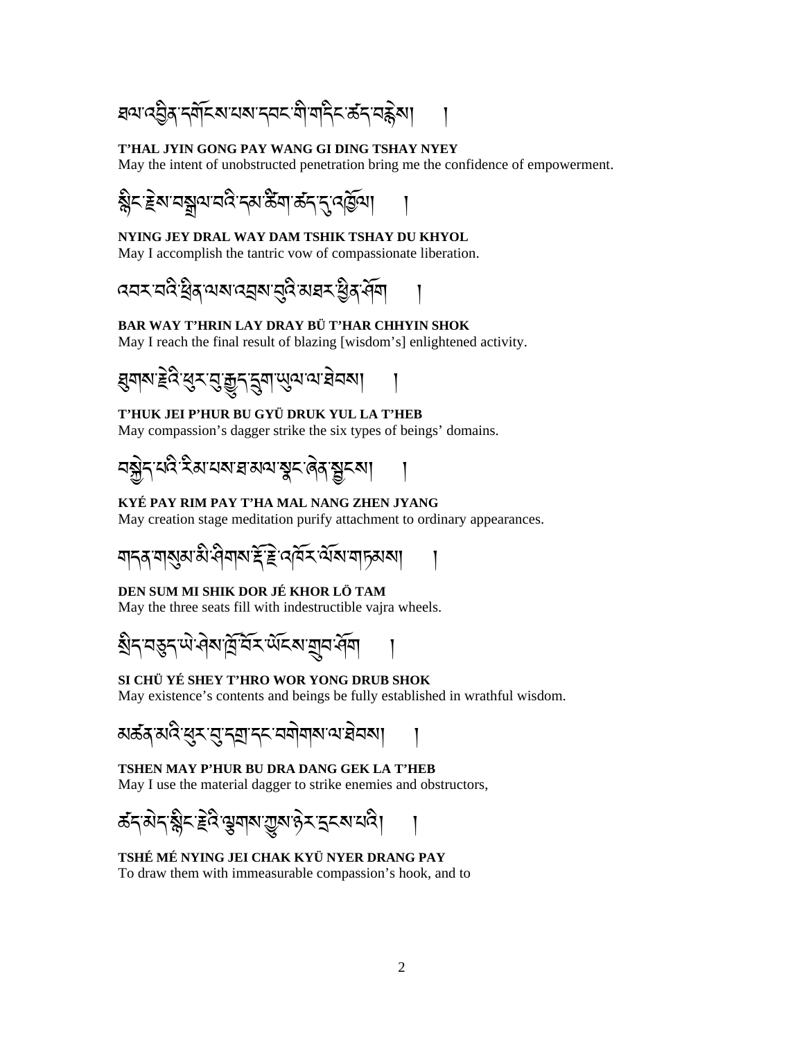ཐལ་འབྱིན་དགོངས་པས་དབང་གི་གདིང་ཚད་བརྙེས། །

**T'HAL JYIN GONG PAY WANG GI DING TSHAY NYEY**
May the intent of unobstructed penetration bring me the confidence of empowerment.

སྙིང་རྗེས་བསྒྲལ་བའི་དམ་ཚིག་ཚད་དུ་འཁྱོལ། །

**NYING JEY DRAL WAY DAM TSHIK TSHAY DU KHYOL**
May I accomplish the tantric vow of compassionate liberation.

འབར་བའི་ཕྲིན་ལས་འབྲས་བུའི་མཐར་ཕྱིན་ཤོག །

**BAR WAY T'HRIN LAY DRAY BÜ T'HAR CHHYIN SHOK**
May I reach the final result of blazing [wisdom's] enlightened activity.

ཐུགས་རྗེའི་ཕུར་བུ་རྒྱུད་དྲུག་ཡུལ་ལ་ཐེབས། །

**T'HUK JEI P'HUR BU GYÜ DRUK YUL LA T'HEB**
May compassion's dagger strike the six types of beings' domains.

བསྐྱེད་པའི་རིམ་པས་ཐ་མལ་སྣང་ཞེན་སྦྱངས། །

**KYÉ PAY RIM PAY T'HA MAL NANG ZHEN JYANG**
May creation stage meditation purify attachment to ordinary appearances.

གདན་གསུམ་མི་ཤིགས་རྡོ་རྗེ་འཁོར་ལོས་གཏམས། །

**DEN SUM MI SHIK DOR JÉ KHOR LÖ TAM**
May the three seats fill with indestructible vajra wheels.

སྲིད་བཅུད་ཡེ་ཤེས་ཁྲོ་བོར་ཡོངས་གྲུབ་ཤོག །

**SI CHÜ YÉ SHEY T'HRO WOR YONG DRUB SHOK**
May existence's contents and beings be fully established in wrathful wisdom.

མཚན་མའི་ཕུར་བུ་དགྲ་དང་བགེགས་ལ་ཐེབས། །

**TSHEN MAY P'HUR BU DRA DANG GEK LA T'HEB**
May I use the material dagger to strike enemies and obstructors,

ཚད་མེད་སྙིང་རྗེའི་ལྕགས་ཀྱུས་ཉེར་དྲངས་པའི། །

**TSHÉ MÉ NYING JEI CHAK KYÜ NYER DRANG PAY**
To draw them with immeasurable compassion's hook, and to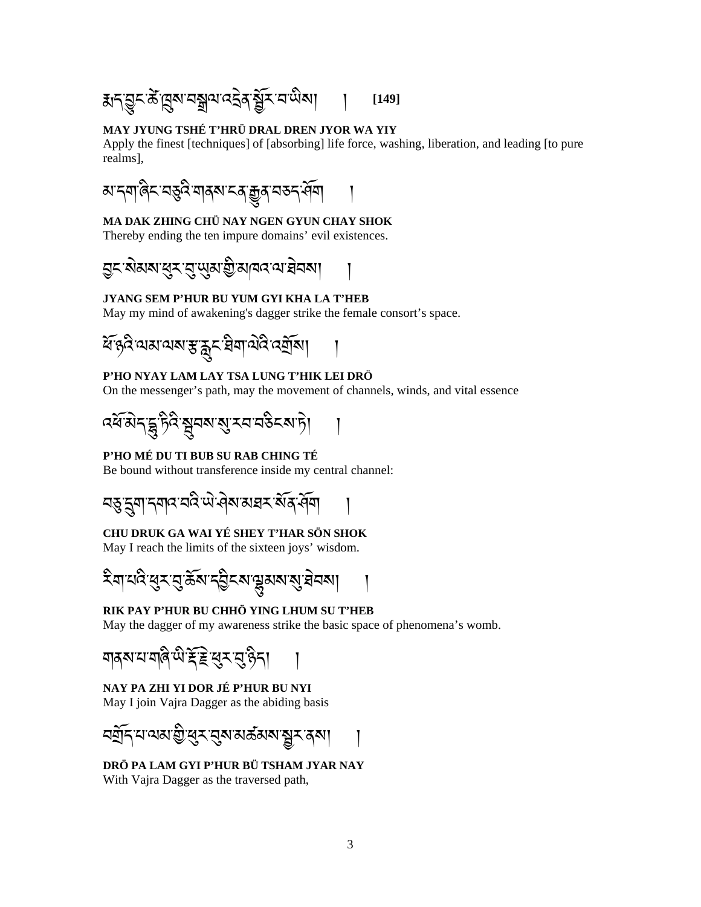སྨད་བྱུང་ཚེ་ཁྲུས་བསྒྲལ་འདྲེན་སྦྱོར་བ་ཡིས། ། **[149]**

**MAY JYUNG TSHÉ T'HRÜ DRAL DREN JYOR WA YIY**
Apply the finest [techniques] of [absorbing] life force, washing, liberation, and leading [to pure realms],

མ་དག་ཞིང་བཅུའི་གནས་ངན་རྒྱུན་བཅད་ཤོག །

**MA DAK ZHING CHÜ NAY NGEN GYUN CHAY SHOK**
Thereby ending the ten impure domains' evil existences.

བྱང་སེམས་ཕུར་བུ་ཡུམ་གྱི་མཁའ་ལ་ཐེབས། །

**JYANG SEM P'HUR BU YUM GYI KHA LA T'HEB**
May my mind of awakening's dagger strike the female consort's space.

ཕོ་ཉའི་ལམ་ལས་རྩ་རླུང་ཐིག་ལེའི་འགྲོས། །

**P'HO NYAY LAM LAY TSA LUNG T'HIK LEI DRÖ**
On the messenger's path, may the movement of channels, winds, and vital essence

འཕོ་མེད་དྷུ་ཏིའི་སྦུབས་སུ་རབ་བཅིངས་ཏེ། །

**P'HO MÉ DU TI BUB SU RAB CHING TÉ**
Be bound without transference inside my central channel:

བཅུ་དྲུག་དགའ་བའི་ཡེ་ཤེས་མཐར་སོན་ཤོག །

**CHU DRUK GA WAI YÉ SHEY T'HAR SÖN SHOK**
May I reach the limits of the sixteen joys' wisdom.

རིག་པའི་ཕུར་བུ་ཆོས་དབྱིངས་ལྷུམས་སུ་ཐེབས། །

**RIK PAY P'HUR BU CHHÖ YING LHUM SU T'HEB**
May the dagger of my awareness strike the basic space of phenomena's womb.

གནས་པ་གཞི་ཡི་རྡོར་རྗེ་ཕུར་བུ་ཉིད། །

**NAY PA ZHI YI DOR JÉ P'HUR BU NYI**
May I join Vajra Dagger as the abiding basis

བགྲོད་པ་ལམ་གྱི་ཕུར་བུས་མཚམས་སྦྱར་ནས། །

**DRÖ PA LAM GYI P'HUR BÜ TSHAM JYAR NAY**
With Vajra Dagger as the traversed path,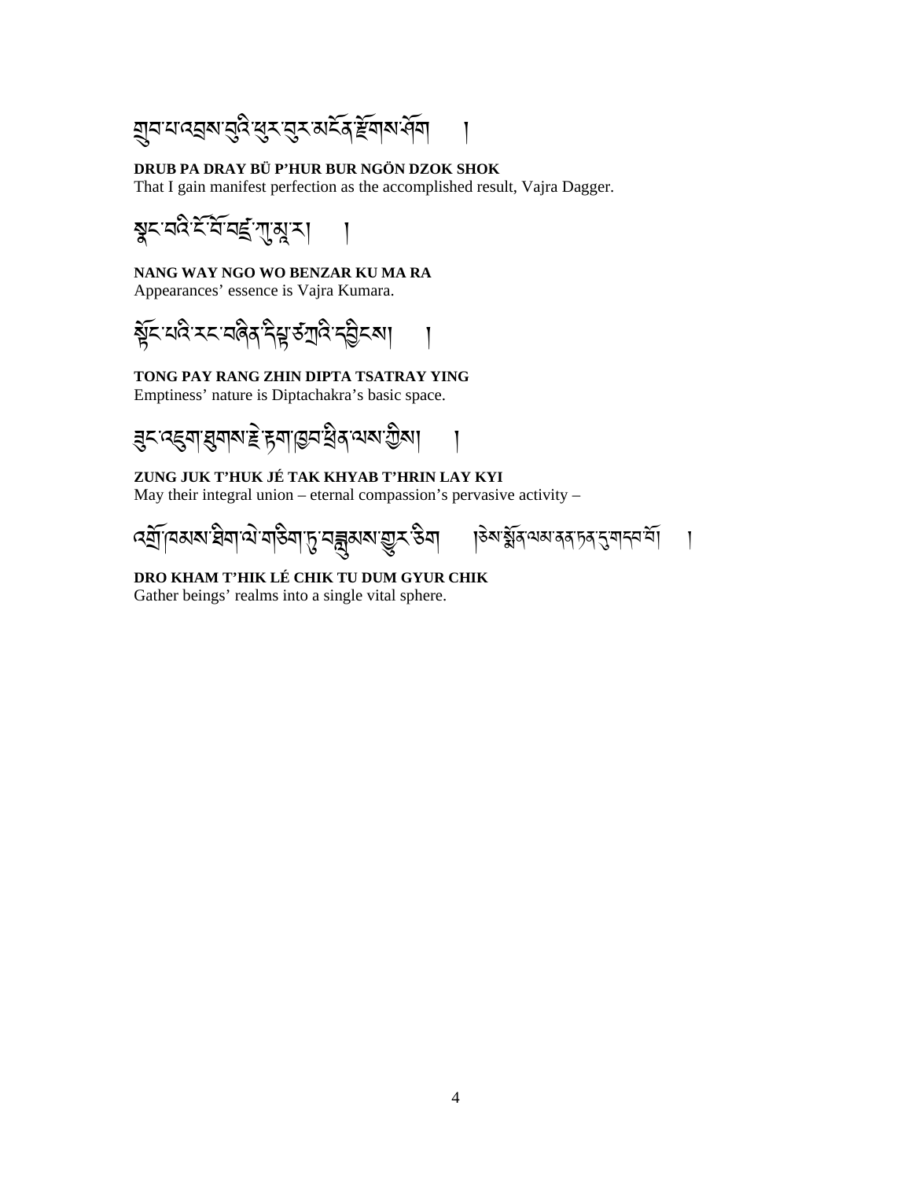སྒྲུབ་པ་འབྲས་བུའི་ཕུར་བུར་མངོན་རྫོགས་ཤོག །

**DRUB PA DRAY BÜ P'HUR BUR NGÖN DZOK SHOK**
That I gain manifest perfection as the accomplished result, Vajra Dagger.

སྣང་བའི་ངོ་བོ་བཛྲ་ཀུ་མ་ར། །

**NANG WAY NGO WO BENZAR KU MA RA**
Appearances' essence is Vajra Kumara.

སྟོང་པའི་རང་བཞིན་དིཔྟ་ཙཀྲའི་དབྱིངས། །

**TONG PAY RANG ZHIN DIPTA TSATRAY YING**
Emptiness' nature is Diptachakra's basic space.

ཟུང་འཇུག་ཐུགས་རྗེ་རྟག་ཁྱབ་ཕྲིན་ལས་ཀྱིས། །

**ZUNG JUK T'HUK JÉ TAK KHYAB T'HRIN LAY KYI**
May their integral union – eternal compassion's pervasive activity –

འགྲོ་ཁམས་ཐིག་ལེ་གཅིག་ཏུ་བསྡུམས་གྱུར་ཅིག །ཅེས་སྨོན་ལམ་ནན་ཏན་དུ་གདབ་པོ། །

**DRO KHAM T'HIK LÉ CHIK TU DUM GYUR CHIK**
Gather beings' realms into a single vital sphere.